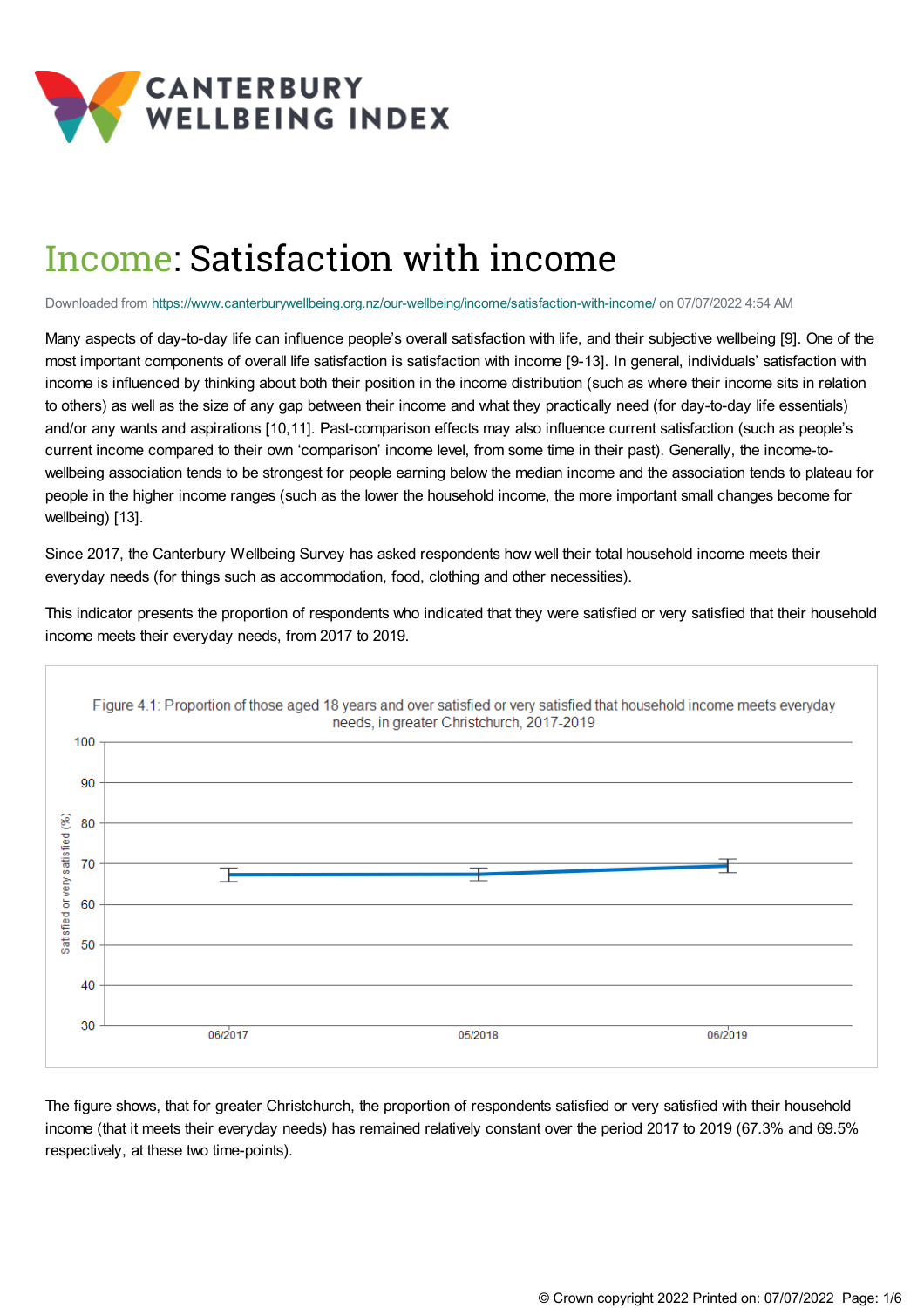CANTERBURY WELLBEING INDEX

# Income: Satisfaction with income

Downloaded from https://www.canterburywellbeing.org.nz/our-wellbeing/income/satisfaction-with-income/ on 07/07/2022 4:54 AM

Many aspects of day-to-day life can influence people's overall satisfaction with life, and their subjective wellbeing [9]. One of the most important components of overall life satisfaction is satisfaction with income [9-13]. In general, individuals' satisfaction with income is influenced by thinking about both their position in the income distribution (such as where their income sits in relation to others) as well as the size of any gap between their income and what they practically need (for day-to-day life essentials) and/or any wants and aspirations [10,11]. Past-comparison effects may also influence current satisfaction (such as people's current income compared to their own 'comparison' income level, from some time in their past). Generally, the income-to-wellbeing association tends to be strongest for people earning below the median income and the association tends to plateau for people in the higher income ranges (such as the lower the household income, the more important small changes become for wellbeing) [13].

Since 2017, the Canterbury Wellbeing Survey has asked respondents how well their total household income meets their everyday needs (for things such as accommodation, food, clothing and other necessities).

This indicator presents the proportion of respondents who indicated that they were satisfied or very satisfied that their household income meets their everyday needs, from 2017 to 2019.

Figure 4.1: Proportion of those aged 18 years and over satisfied or very satisfied that household income meets everyday needs, in greater Christchurch, 2017-2019

The figure shows, that for greater Christchurch, the proportion of respondents satisfied or very satisfied with their household income (that it meets their everyday needs) has remained relatively constant over the period 2017 to 2019 (67.3% and 69.5% respectively, at these two time-points).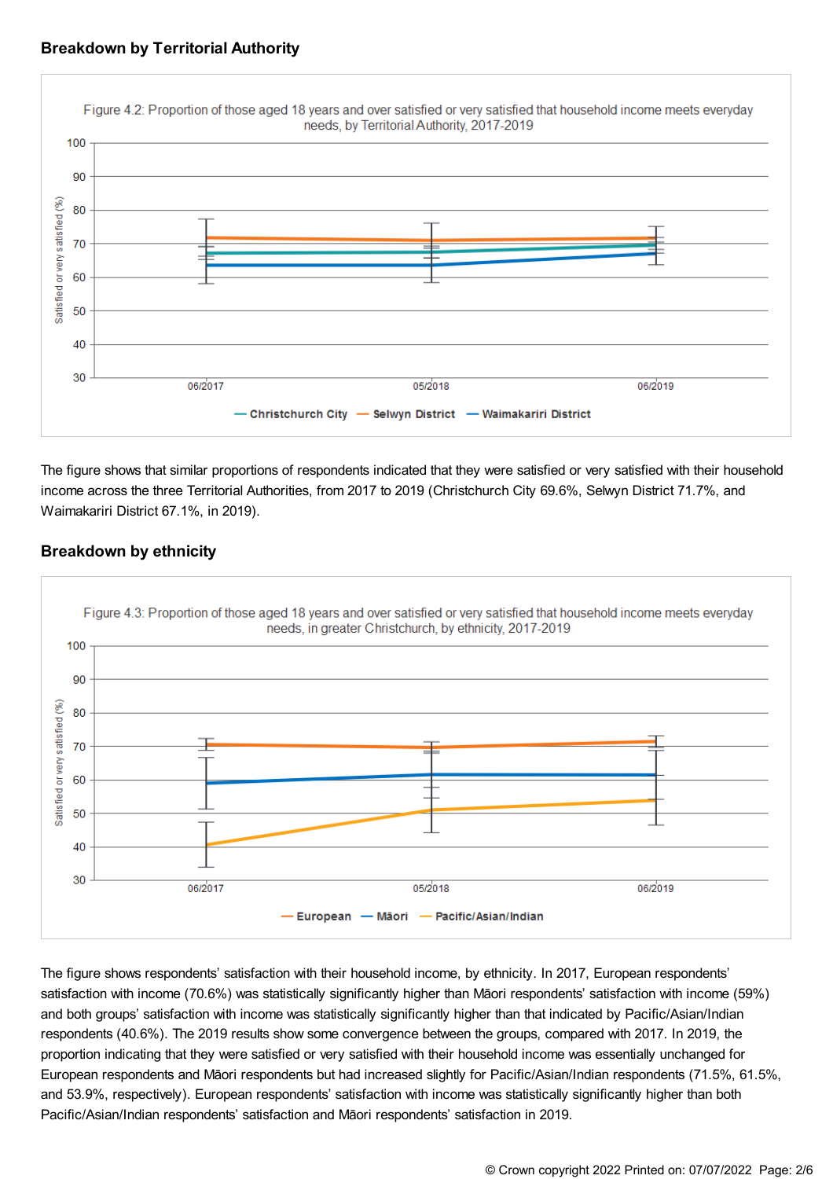## Breakdown by Territorial Authority

Figure 4.2: Proportion of those aged 18 years and over satisfied or very satisfied that household income meets everyday needs, by Territorial Authority, 2017-2019

The figure shows that similar proportions of respondents indicated that they were satisfied or very satisfied with their household income across the three Territorial Authorities, from 2017 to 2019 (Christchurch City 69.6%, Selwyn District 71.7%, and Waimakariri District 67.1%, in 2019).

## Breakdown by ethnicity

Figure 4.3: Proportion of those aged 18 years and over satisfied or very satisfied that household income meets everyday needs, in greater Christchurch, by ethnicity, 2017-2019

The figure shows respondents' satisfaction with their household income, by ethnicity. In 2017, European respondents' satisfaction with income (70.6%) was statistically significantly higher than Māori respondents' satisfaction with income (59%) and both groups' satisfaction with income was statistically significantly higher than that indicated by Pacific/Asian/Indian respondents (40.6%). The 2019 results show some convergence between the groups, compared with 2017. In 2019, the proportion indicating that they were satisfied or very satisfied with their household income was essentially unchanged for European respondents and Māori respondents but had increased slightly for Pacific/Asian/Indian respondents (71.5%, 61.5%, and 53.9%, respectively). European respondents' satisfaction with income was statistically significantly higher than both Pacific/Asian/Indian respondents' satisfaction and Māori respondents' satisfaction in 2019.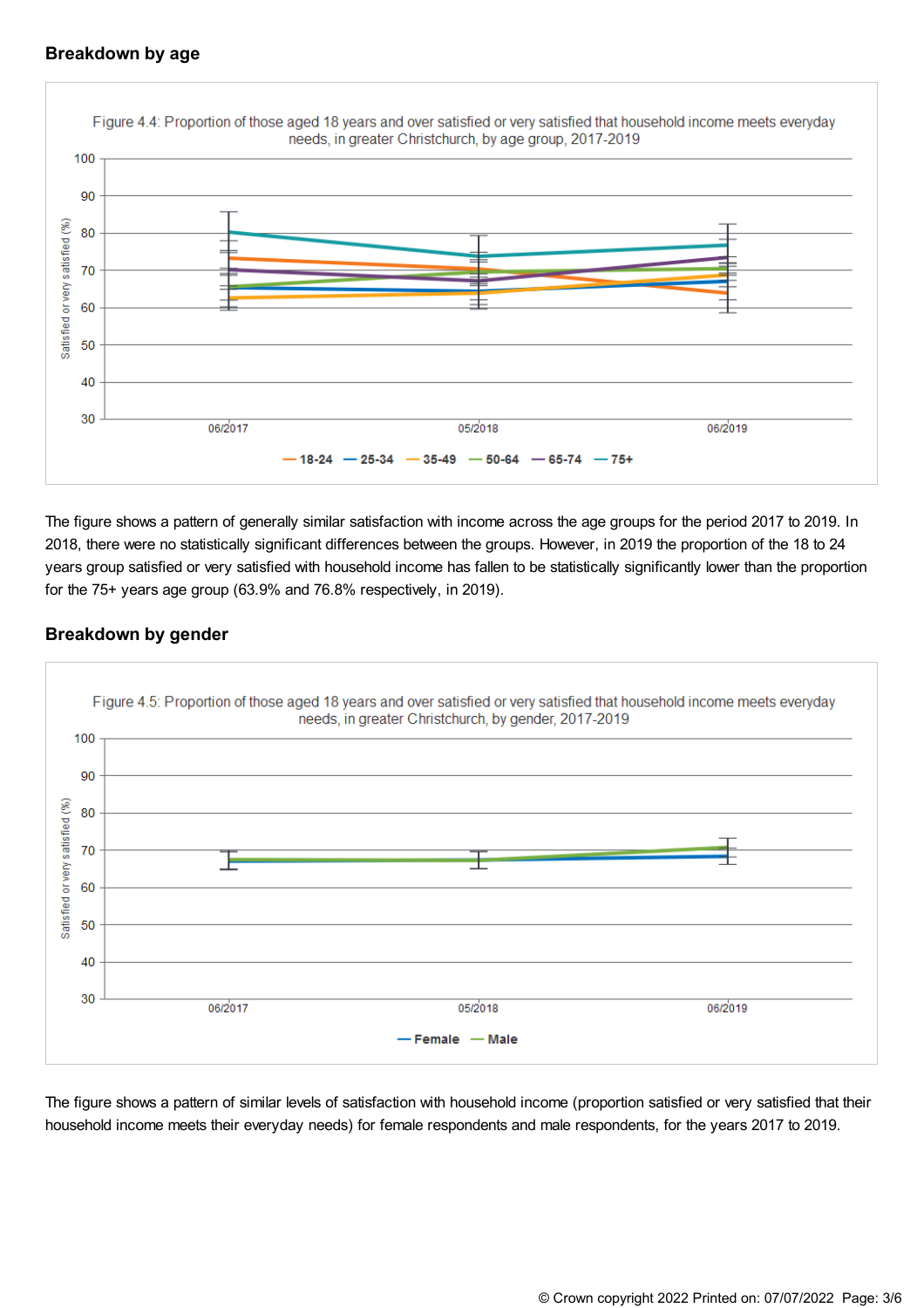## Breakdown by age

Figure 4.4: Proportion of those aged 18 years and over satisfied or very satisfied that household income meets everyday needs, in greater Christchurch, by age group, 2017-2019

The figure shows a pattern of generally similar satisfaction with income across the age groups for the period 2017 to 2019. In 2018, there were no statistically significant differences between the groups. However, in 2019 the proportion of the 18 to 24 years group satisfied or very satisfied with household income has fallen to be statistically significantly lower than the proportion for the 75+ years age group (63.9% and 76.8% respectively, in 2019).

## Breakdown by gender

Figure 4.5: Proportion of those aged 18 years and over satisfied or very satisfied that household income meets everyday needs, in greater Christchurch, by gender, 2017-2019

The figure shows a pattern of similar levels of satisfaction with household income (proportion satisfied or very satisfied that their household income meets their everyday needs) for female respondents and male respondents, for the years 2017 to 2019.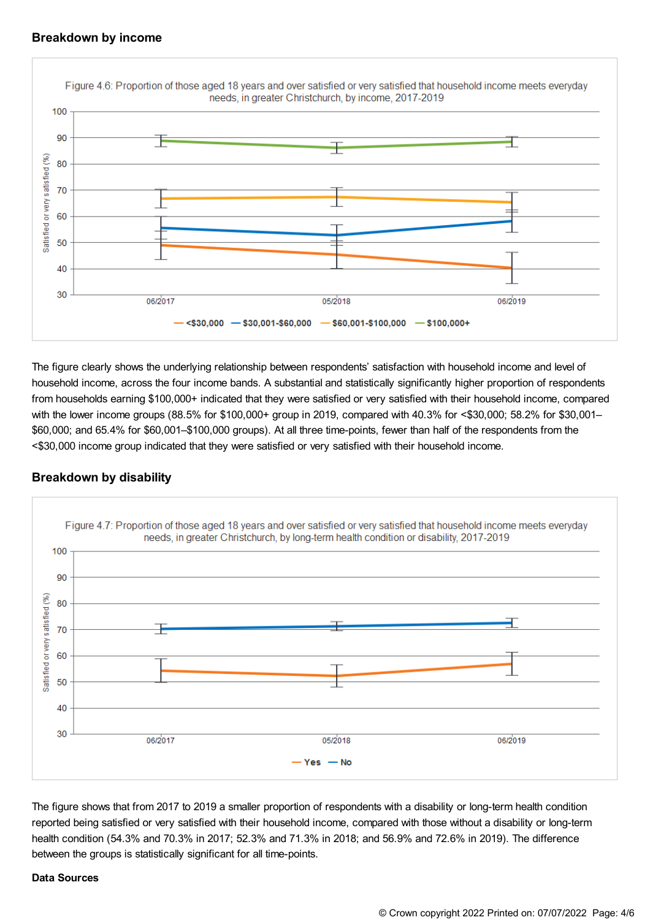## Breakdown by income

Figure 4.6: Proportion of those aged 18 years and over satisfied or very satisfied that household income meets everyday needs, in greater Christchurch, by income, 2017-2019

The figure clearly shows the underlying relationship between respondents' satisfaction with household income and level of household income, across the four income bands. A substantial and statistically significantly higher proportion of respondents from households earning $100,000+ indicated that they were satisfied or very satisfied with their household income, compared with the lower income groups (88.5% for $100,000+ group in 2019, compared with 40.3% for <$30,000; 58.2% for $30,001–$60,000; and 65.4% for $60,001–$100,000 groups). At all three time-points, fewer than half of the respondents from the <$30,000 income group indicated that they were satisfied or very satisfied with their household income.

## Breakdown by disability

Figure 4.7: Proportion of those aged 18 years and over satisfied or very satisfied that household income meets everyday needs, in greater Christchurch, by long-term health condition or disability, 2017-2019

The figure shows that from 2017 to 2019 a smaller proportion of respondents with a disability or long-term health condition reported being satisfied or very satisfied with their household income, compared with those without a disability or long-term health condition (54.3% and 70.3% in 2017; 52.3% and 71.3% in 2018; and 56.9% and 72.6% in 2019). The difference between the groups is statistically significant for all time-points.

**Data Sources**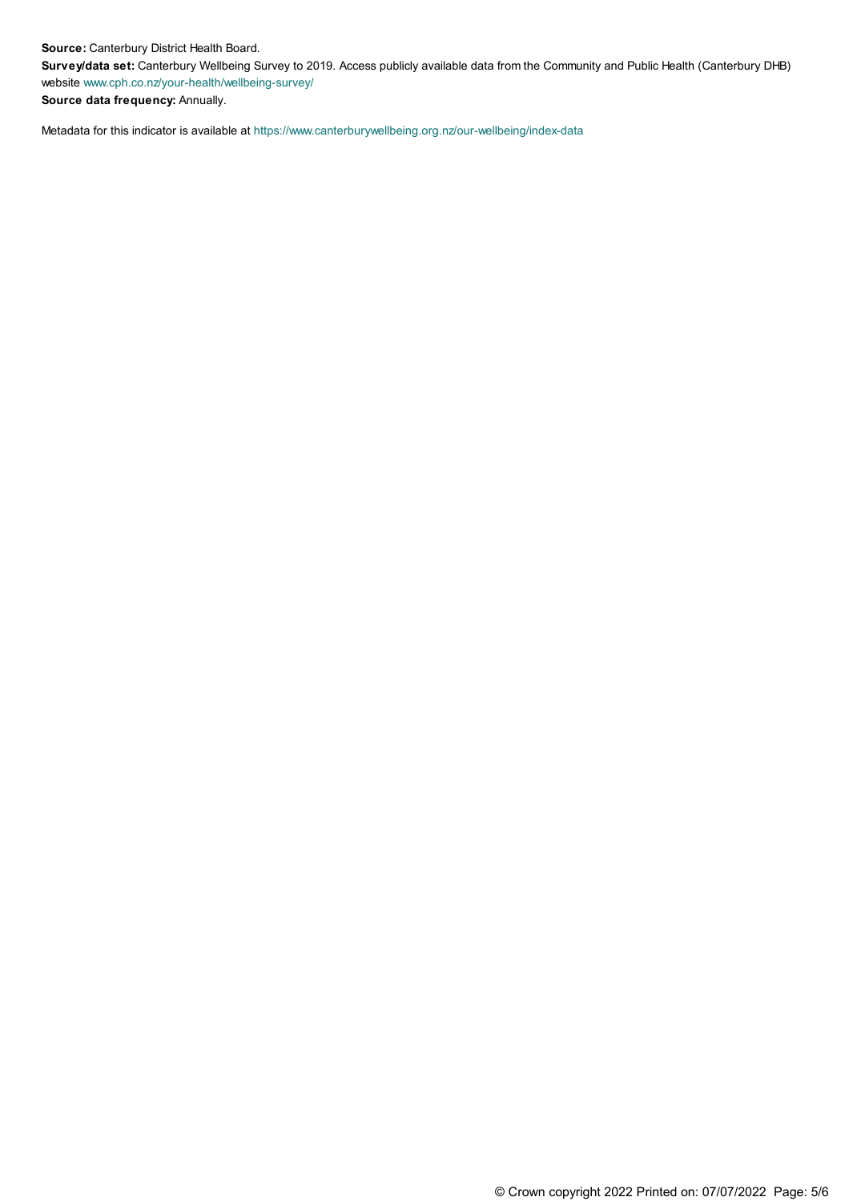**Source:** Canterbury District Health Board.
**Survey/data set:** Canterbury Wellbeing Survey to 2019. Access publicly available data from the Community and Public Health (Canterbury DHB) website www.cph.co.nz/your-health/wellbeing-survey/
**Source data frequency:** Annually.

Metadata for this indicator is available at https://www.canterburywellbeing.org.nz/our-wellbeing/index-data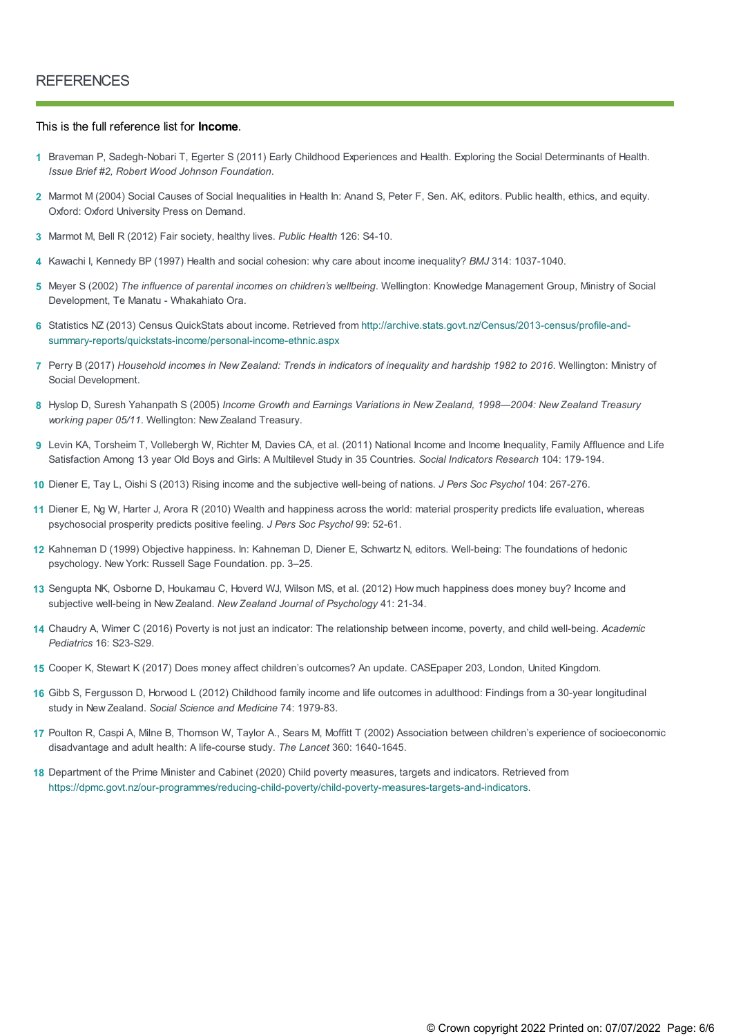## REFERENCES

This is the full reference list for **Income**.

1. Braveman P, Sadegh-Nobari T, Egerter S (2011) Early Childhood Experiences and Health. Exploring the Social Determinants of Health. *Issue Brief #2, Robert Wood Johnson Foundation*.
2. Marmot M (2004) Social Causes of Social Inequalities in Health In: Anand S, Peter F, Sen. AK, editors. Public health, ethics, and equity. Oxford: Oxford University Press on Demand.
3. Marmot M, Bell R (2012) Fair society, healthy lives. *Public Health* 126: S4-10.
4. Kawachi I, Kennedy BP (1997) Health and social cohesion: why care about income inequality? *BMJ* 314: 1037-1040.
5. Meyer S (2002) *The influence of parental incomes on children's wellbeing*. Wellington: Knowledge Management Group, Ministry of Social Development, Te Manatu - Whakahiato Ora.
6. Statistics NZ (2013) Census QuickStats about income. Retrieved from http://archive.stats.govt.nz/Census/2013-census/profile-and-summary-reports/quickstats-income/personal-income-ethnic.aspx
7. Perry B (2017) *Household incomes in New Zealand: Trends in indicators of inequality and hardship 1982 to 2016*. Wellington: Ministry of Social Development.
8. Hyslop D, Suresh Yahanpath S (2005) *Income Growth and Earnings Variations in New Zealand, 1998—2004: New Zealand Treasury working paper 05/11*. Wellington: New Zealand Treasury.
9. Levin KA, Torsheim T, Vollebergh W, Richter M, Davies CA, et al. (2011) National Income and Income Inequality, Family Affluence and Life Satisfaction Among 13 year Old Boys and Girls: A Multilevel Study in 35 Countries. *Social Indicators Research* 104: 179-194.
10. Diener E, Tay L, Oishi S (2013) Rising income and the subjective well-being of nations. *J Pers Soc Psychol* 104: 267-276.
11. Diener E, Ng W, Harter J, Arora R (2010) Wealth and happiness across the world: material prosperity predicts life evaluation, whereas psychosocial prosperity predicts positive feeling. *J Pers Soc Psychol* 99: 52-61.
12. Kahneman D (1999) Objective happiness. In: Kahneman D, Diener E, Schwartz N, editors. Well-being: The foundations of hedonic psychology. New York: Russell Sage Foundation. pp. 3–25.
13. Sengupta NK, Osborne D, Houkamau C, Hoverd WJ, Wilson MS, et al. (2012) How much happiness does money buy? Income and subjective well-being in New Zealand. *New Zealand Journal of Psychology* 41: 21-34.
14. Chaudry A, Wimer C (2016) Poverty is not just an indicator: The relationship between income, poverty, and child well-being. *Academic Pediatrics* 16: S23-S29.
15. Cooper K, Stewart K (2017) Does money affect children's outcomes? An update. CASEpaper 203, London, United Kingdom.
16. Gibb S, Fergusson D, Horwood L (2012) Childhood family income and life outcomes in adulthood: Findings from a 30-year longitudinal study in New Zealand. *Social Science and Medicine* 74: 1979-83.
17. Poulton R, Caspi A, Milne B, Thomson W, Taylor A., Sears M, Moffitt T (2002) Association between children's experience of socioeconomic disadvantage and adult health: A life-course study. *The Lancet* 360: 1640-1645.
18. Department of the Prime Minister and Cabinet (2020) Child poverty measures, targets and indicators. Retrieved from https://dpmc.govt.nz/our-programmes/reducing-child-poverty/child-poverty-measures-targets-and-indicators.

© Crown copyright 2022 Printed on: 07/07/2022